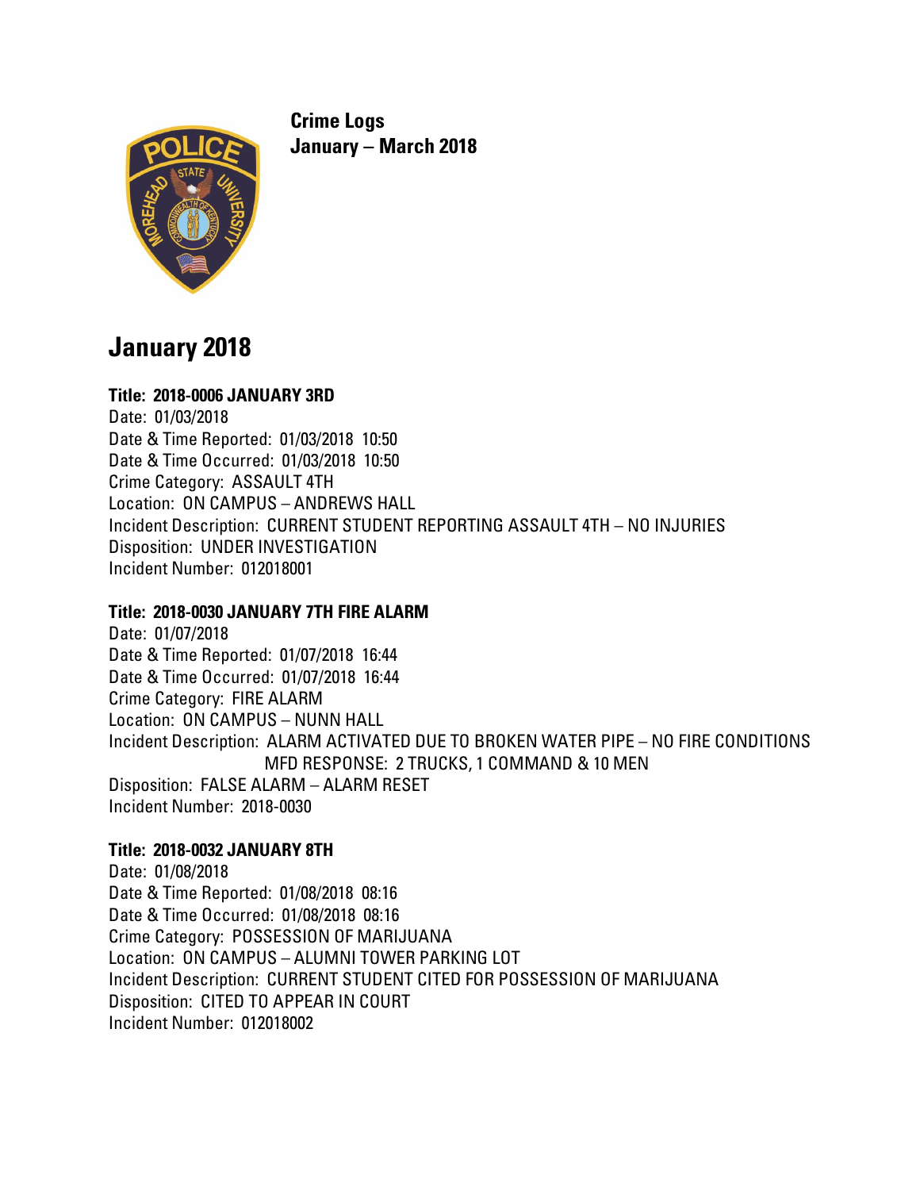**Crime Logs**
**January – March 2018**

# January 2018

**Title: 2018-0006 JANUARY 3RD**
Date: 01/03/2018
Date & Time Reported: 01/03/2018 10:50
Date & Time Occurred: 01/03/2018 10:50
Crime Category: ASSAULT 4TH
Location: ON CAMPUS – ANDREWS HALL
Incident Description: CURRENT STUDENT REPORTING ASSAULT 4TH – NO INJURIES
Disposition: UNDER INVESTIGATION
Incident Number: 012018001

**Title: 2018-0030 JANUARY 7TH FIRE ALARM**
Date: 01/07/2018
Date & Time Reported: 01/07/2018 16:44
Date & Time Occurred: 01/07/2018 16:44
Crime Category: FIRE ALARM
Location: ON CAMPUS – NUNN HALL
Incident Description: ALARM ACTIVATED DUE TO BROKEN WATER PIPE – NO FIRE CONDITIONS
MFD RESPONSE: 2 TRUCKS, 1 COMMAND & 10 MEN
Disposition: FALSE ALARM – ALARM RESET
Incident Number: 2018-0030

**Title: 2018-0032 JANUARY 8TH**
Date: 01/08/2018
Date & Time Reported: 01/08/2018 08:16
Date & Time Occurred: 01/08/2018 08:16
Crime Category: POSSESSION OF MARIJUANA
Location: ON CAMPUS – ALUMNI TOWER PARKING LOT
Incident Description: CURRENT STUDENT CITED FOR POSSESSION OF MARIJUANA
Disposition: CITED TO APPEAR IN COURT
Incident Number: 012018002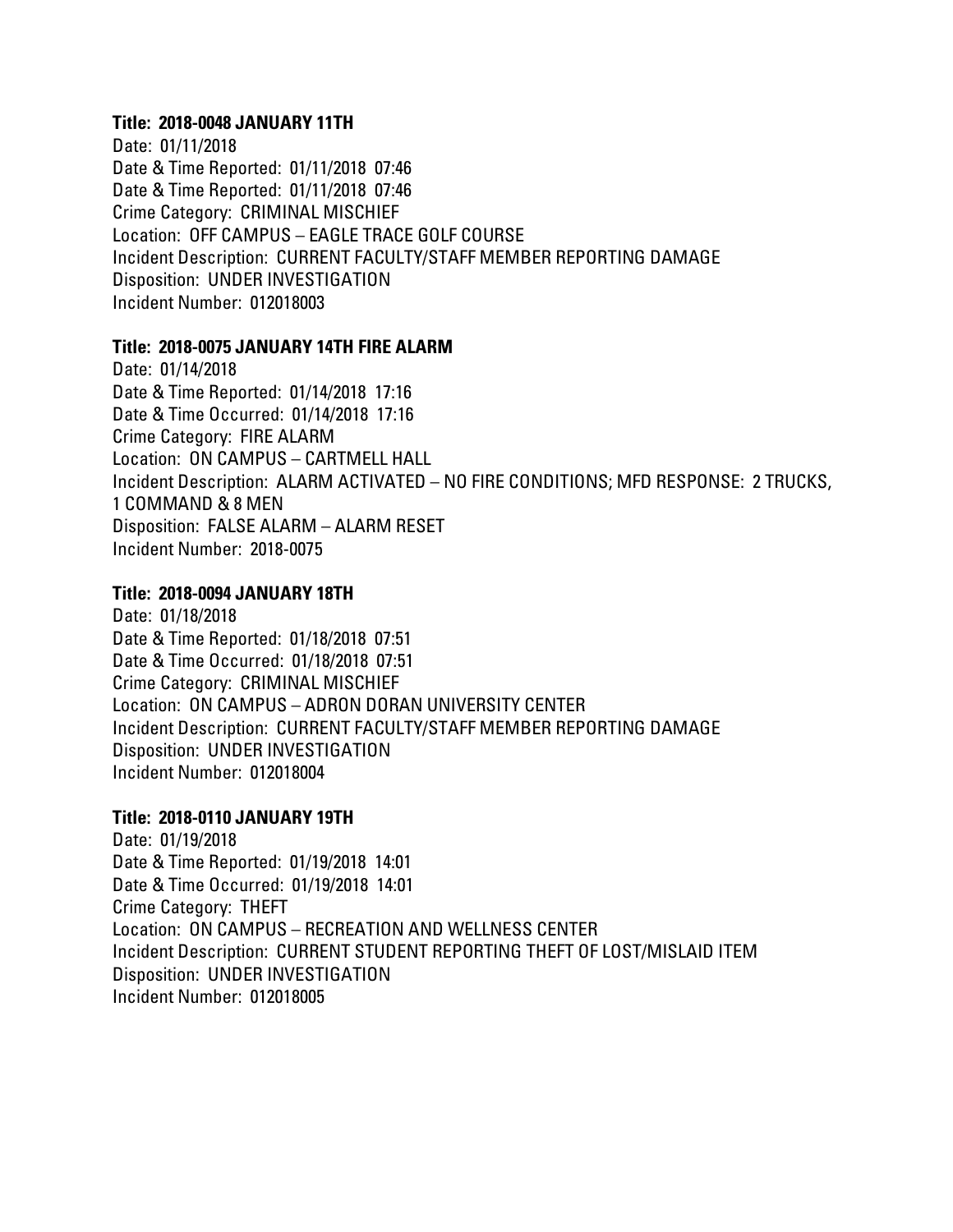**Title: 2018-0048 JANUARY 11TH**
Date: 01/11/2018
Date & Time Reported: 01/11/2018 07:46
Date & Time Reported: 01/11/2018 07:46
Crime Category: CRIMINAL MISCHIEF
Location: OFF CAMPUS – EAGLE TRACE GOLF COURSE
Incident Description: CURRENT FACULTY/STAFF MEMBER REPORTING DAMAGE
Disposition: UNDER INVESTIGATION
Incident Number: 012018003

**Title: 2018-0075 JANUARY 14TH FIRE ALARM**
Date: 01/14/2018
Date & Time Reported: 01/14/2018 17:16
Date & Time Occurred: 01/14/2018 17:16
Crime Category: FIRE ALARM
Location: ON CAMPUS – CARTMELL HALL
Incident Description: ALARM ACTIVATED – NO FIRE CONDITIONS; MFD RESPONSE: 2 TRUCKS, 1 COMMAND & 8 MEN
Disposition: FALSE ALARM – ALARM RESET
Incident Number: 2018-0075

**Title: 2018-0094 JANUARY 18TH**
Date: 01/18/2018
Date & Time Reported: 01/18/2018 07:51
Date & Time Occurred: 01/18/2018 07:51
Crime Category: CRIMINAL MISCHIEF
Location: ON CAMPUS – ADRON DORAN UNIVERSITY CENTER
Incident Description: CURRENT FACULTY/STAFF MEMBER REPORTING DAMAGE
Disposition: UNDER INVESTIGATION
Incident Number: 012018004

**Title: 2018-0110 JANUARY 19TH**
Date: 01/19/2018
Date & Time Reported: 01/19/2018 14:01
Date & Time Occurred: 01/19/2018 14:01
Crime Category: THEFT
Location: ON CAMPUS – RECREATION AND WELLNESS CENTER
Incident Description: CURRENT STUDENT REPORTING THEFT OF LOST/MISLAID ITEM
Disposition: UNDER INVESTIGATION
Incident Number: 012018005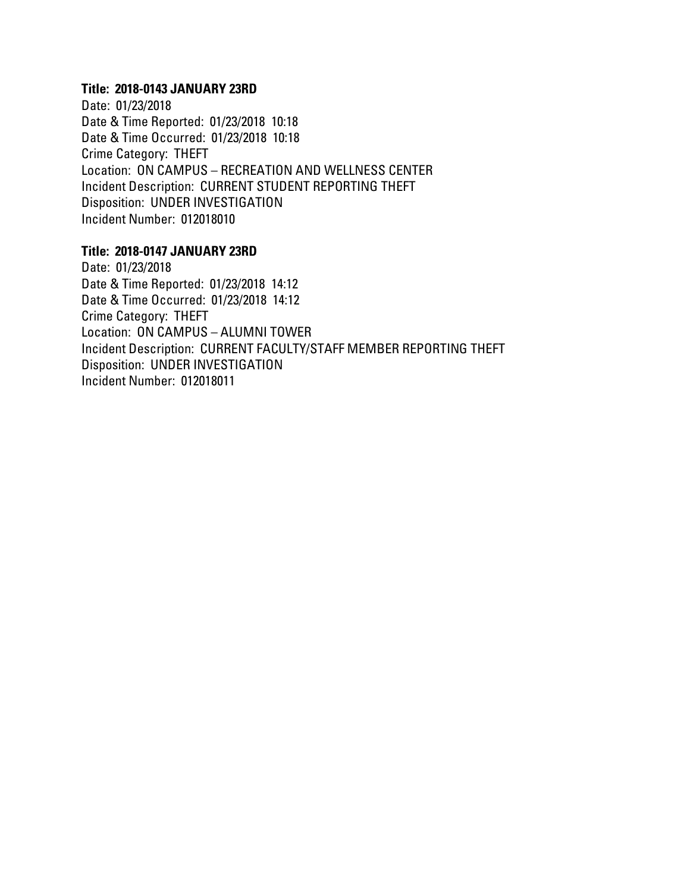**Title: 2018-0143 JANUARY 23RD**

Date: 01/23/2018
Date & Time Reported: 01/23/2018 10:18
Date & Time Occurred: 01/23/2018 10:18
Crime Category: THEFT
Location: ON CAMPUS – RECREATION AND WELLNESS CENTER
Incident Description: CURRENT STUDENT REPORTING THEFT
Disposition: UNDER INVESTIGATION
Incident Number: 012018010

**Title: 2018-0147 JANUARY 23RD**

Date: 01/23/2018
Date & Time Reported: 01/23/2018 14:12
Date & Time Occurred: 01/23/2018 14:12
Crime Category: THEFT
Location: ON CAMPUS – ALUMNI TOWER
Incident Description: CURRENT FACULTY/STAFF MEMBER REPORTING THEFT
Disposition: UNDER INVESTIGATION
Incident Number: 012018011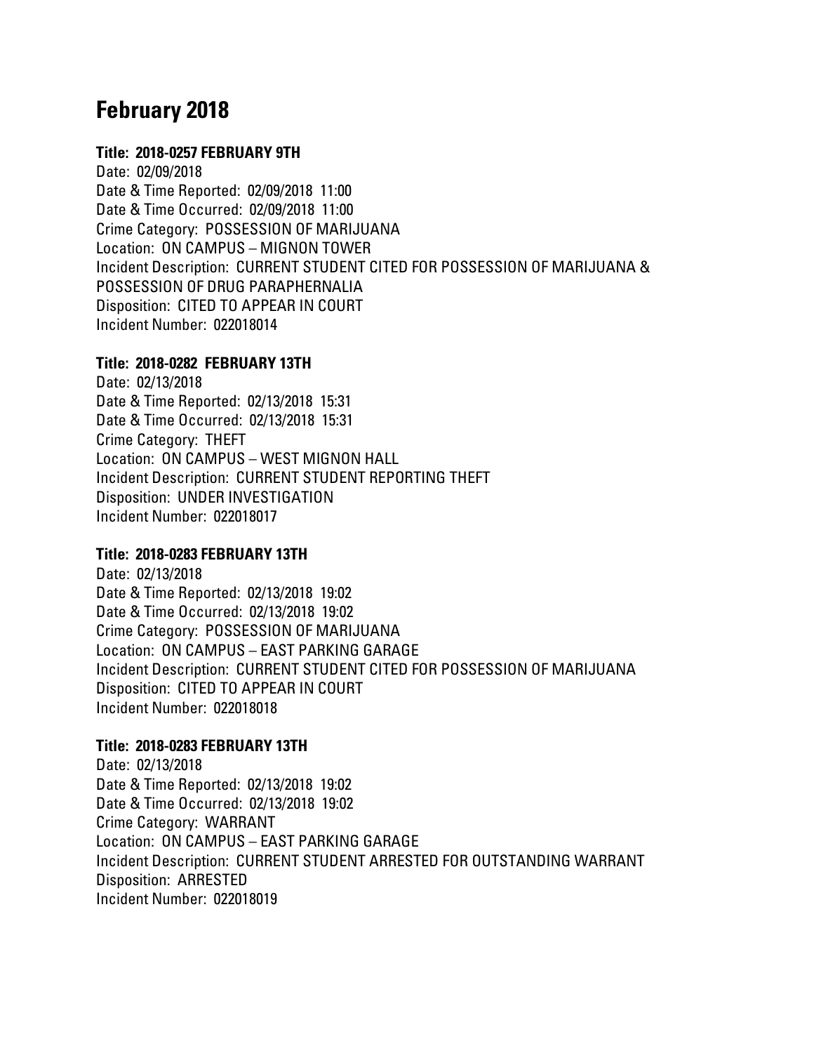# February 2018

**Title: 2018-0257 FEBRUARY 9TH**

Date: 02/09/2018
Date & Time Reported: 02/09/2018 11:00
Date & Time Occurred: 02/09/2018 11:00
Crime Category: POSSESSION OF MARIJUANA
Location: ON CAMPUS – MIGNON TOWER
Incident Description: CURRENT STUDENT CITED FOR POSSESSION OF MARIJUANA & POSSESSION OF DRUG PARAPHERNALIA
Disposition: CITED TO APPEAR IN COURT
Incident Number: 022018014

**Title: 2018-0282 FEBRUARY 13TH**

Date: 02/13/2018
Date & Time Reported: 02/13/2018 15:31
Date & Time Occurred: 02/13/2018 15:31
Crime Category: THEFT
Location: ON CAMPUS – WEST MIGNON HALL
Incident Description: CURRENT STUDENT REPORTING THEFT
Disposition: UNDER INVESTIGATION
Incident Number: 022018017

**Title: 2018-0283 FEBRUARY 13TH**

Date: 02/13/2018
Date & Time Reported: 02/13/2018 19:02
Date & Time Occurred: 02/13/2018 19:02
Crime Category: POSSESSION OF MARIJUANA
Location: ON CAMPUS – EAST PARKING GARAGE
Incident Description: CURRENT STUDENT CITED FOR POSSESSION OF MARIJUANA
Disposition: CITED TO APPEAR IN COURT
Incident Number: 022018018

**Title: 2018-0283 FEBRUARY 13TH**

Date: 02/13/2018
Date & Time Reported: 02/13/2018 19:02
Date & Time Occurred: 02/13/2018 19:02
Crime Category: WARRANT
Location: ON CAMPUS – EAST PARKING GARAGE
Incident Description: CURRENT STUDENT ARRESTED FOR OUTSTANDING WARRANT
Disposition: ARRESTED
Incident Number: 022018019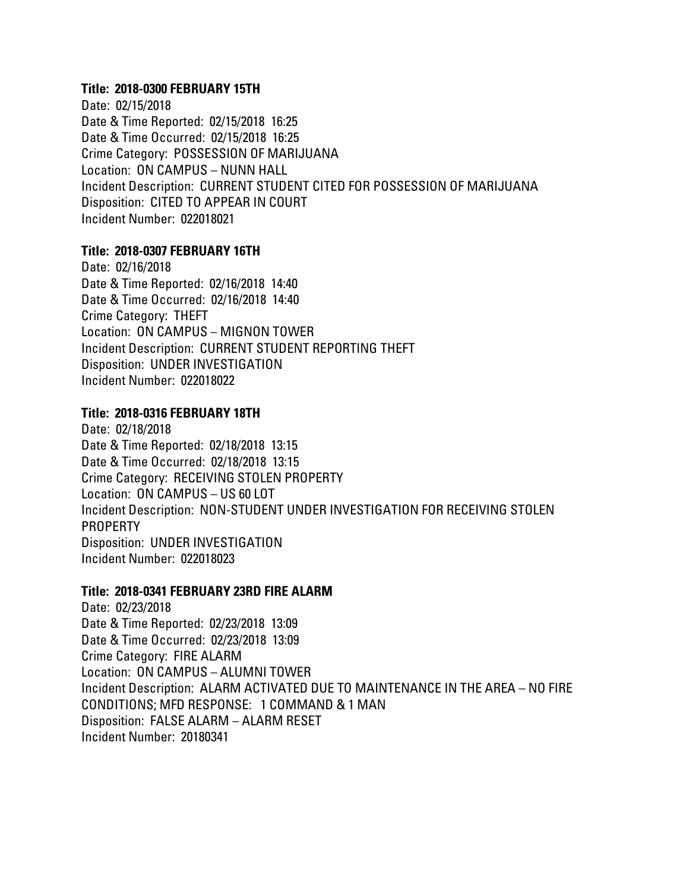**Title: 2018-0300 FEBRUARY 15TH**
Date: 02/15/2018
Date & Time Reported: 02/15/2018 16:25
Date & Time Occurred: 02/15/2018 16:25
Crime Category: POSSESSION OF MARIJUANA
Location: ON CAMPUS – NUNN HALL
Incident Description: CURRENT STUDENT CITED FOR POSSESSION OF MARIJUANA
Disposition: CITED TO APPEAR IN COURT
Incident Number: 022018021

**Title: 2018-0307 FEBRUARY 16TH**
Date: 02/16/2018
Date & Time Reported: 02/16/2018 14:40
Date & Time Occurred: 02/16/2018 14:40
Crime Category: THEFT
Location: ON CAMPUS – MIGNON TOWER
Incident Description: CURRENT STUDENT REPORTING THEFT
Disposition: UNDER INVESTIGATION
Incident Number: 022018022

**Title: 2018-0316 FEBRUARY 18TH**
Date: 02/18/2018
Date & Time Reported: 02/18/2018 13:15
Date & Time Occurred: 02/18/2018 13:15
Crime Category: RECEIVING STOLEN PROPERTY
Location: ON CAMPUS – US 60 LOT
Incident Description: NON-STUDENT UNDER INVESTIGATION FOR RECEIVING STOLEN PROPERTY
Disposition: UNDER INVESTIGATION
Incident Number: 022018023

**Title: 2018-0341 FEBRUARY 23RD FIRE ALARM**
Date: 02/23/2018
Date & Time Reported: 02/23/2018 13:09
Date & Time Occurred: 02/23/2018 13:09
Crime Category: FIRE ALARM
Location: ON CAMPUS – ALUMNI TOWER
Incident Description: ALARM ACTIVATED DUE TO MAINTENANCE IN THE AREA – NO FIRE CONDITIONS; MFD RESPONSE: 1 COMMAND & 1 MAN
Disposition: FALSE ALARM – ALARM RESET
Incident Number: 20180341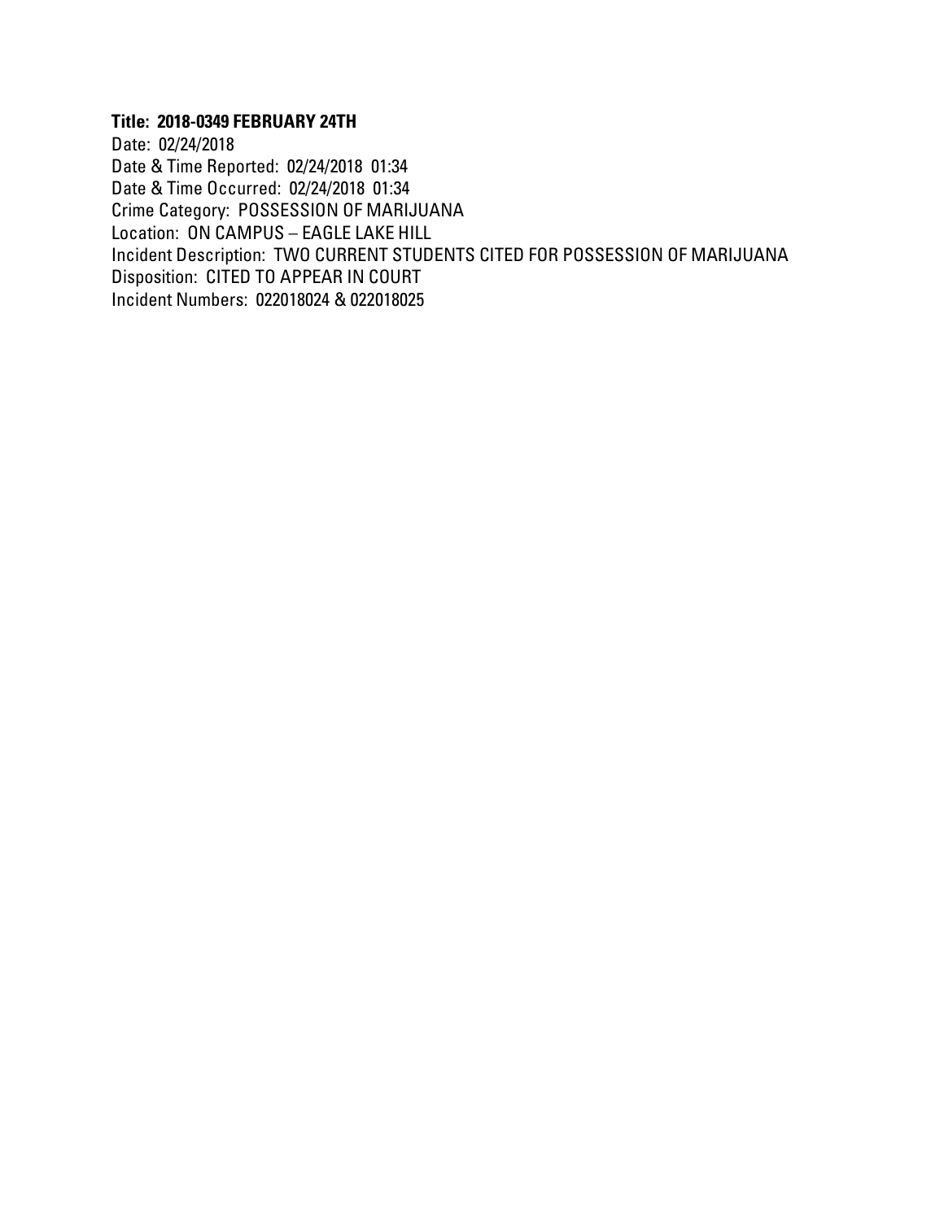**Title: 2018-0349 FEBRUARY 24TH**

Date: 02/24/2018
Date & Time Reported: 02/24/2018 01:34
Date & Time Occurred: 02/24/2018 01:34
Crime Category: POSSESSION OF MARIJUANA
Location: ON CAMPUS – EAGLE LAKE HILL
Incident Description: TWO CURRENT STUDENTS CITED FOR POSSESSION OF MARIJUANA
Disposition: CITED TO APPEAR IN COURT
Incident Numbers: 022018024 & 022018025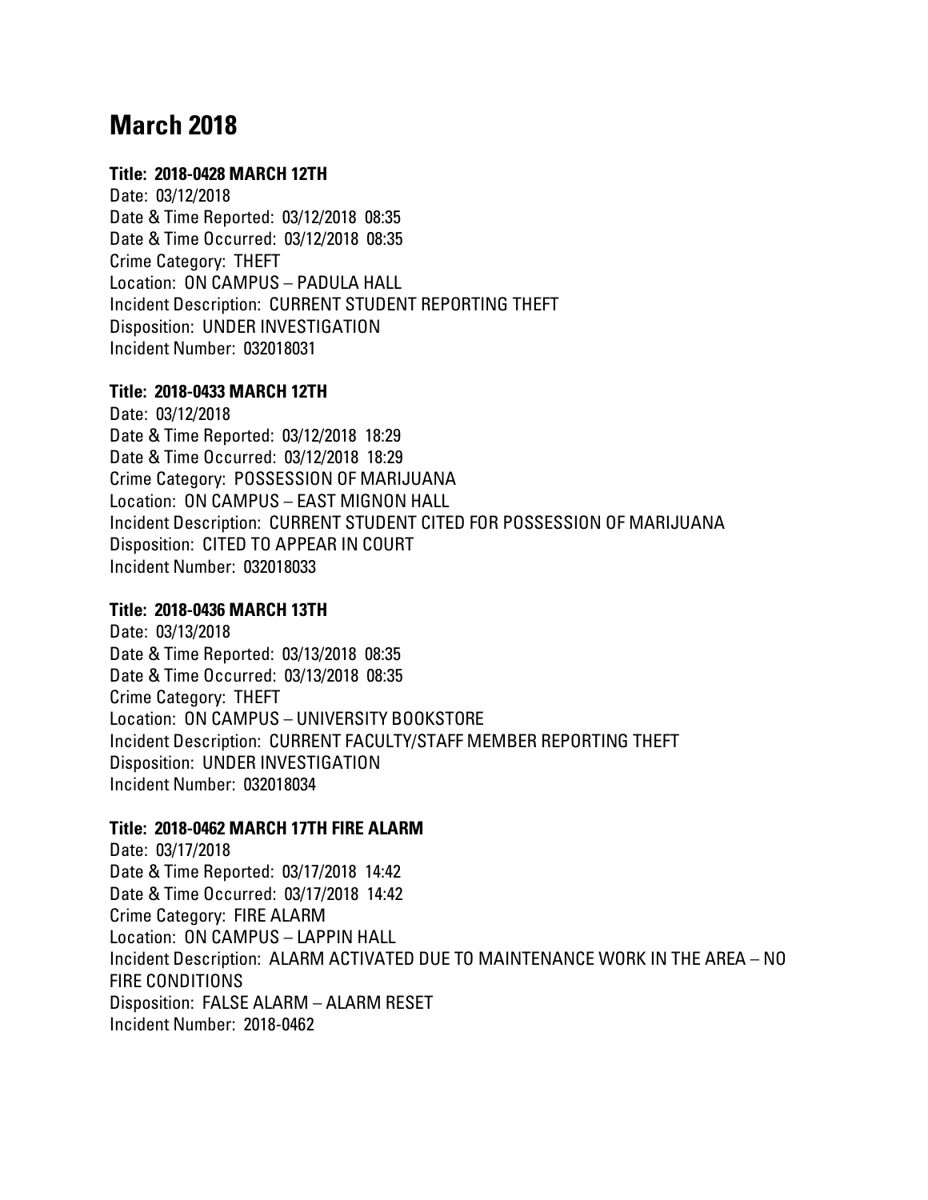# March 2018

**Title: 2018-0428 MARCH 12TH**
Date: 03/12/2018
Date & Time Reported: 03/12/2018 08:35
Date & Time Occurred: 03/12/2018 08:35
Crime Category: THEFT
Location: ON CAMPUS – PADULA HALL
Incident Description: CURRENT STUDENT REPORTING THEFT
Disposition: UNDER INVESTIGATION
Incident Number: 032018031

**Title: 2018-0433 MARCH 12TH**
Date: 03/12/2018
Date & Time Reported: 03/12/2018 18:29
Date & Time Occurred: 03/12/2018 18:29
Crime Category: POSSESSION OF MARIJUANA
Location: ON CAMPUS – EAST MIGNON HALL
Incident Description: CURRENT STUDENT CITED FOR POSSESSION OF MARIJUANA
Disposition: CITED TO APPEAR IN COURT
Incident Number: 032018033

**Title: 2018-0436 MARCH 13TH**
Date: 03/13/2018
Date & Time Reported: 03/13/2018 08:35
Date & Time Occurred: 03/13/2018 08:35
Crime Category: THEFT
Location: ON CAMPUS – UNIVERSITY BOOKSTORE
Incident Description: CURRENT FACULTY/STAFF MEMBER REPORTING THEFT
Disposition: UNDER INVESTIGATION
Incident Number: 032018034

**Title: 2018-0462 MARCH 17TH FIRE ALARM**
Date: 03/17/2018
Date & Time Reported: 03/17/2018 14:42
Date & Time Occurred: 03/17/2018 14:42
Crime Category: FIRE ALARM
Location: ON CAMPUS – LAPPIN HALL
Incident Description: ALARM ACTIVATED DUE TO MAINTENANCE WORK IN THE AREA – NO FIRE CONDITIONS
Disposition: FALSE ALARM – ALARM RESET
Incident Number: 2018-0462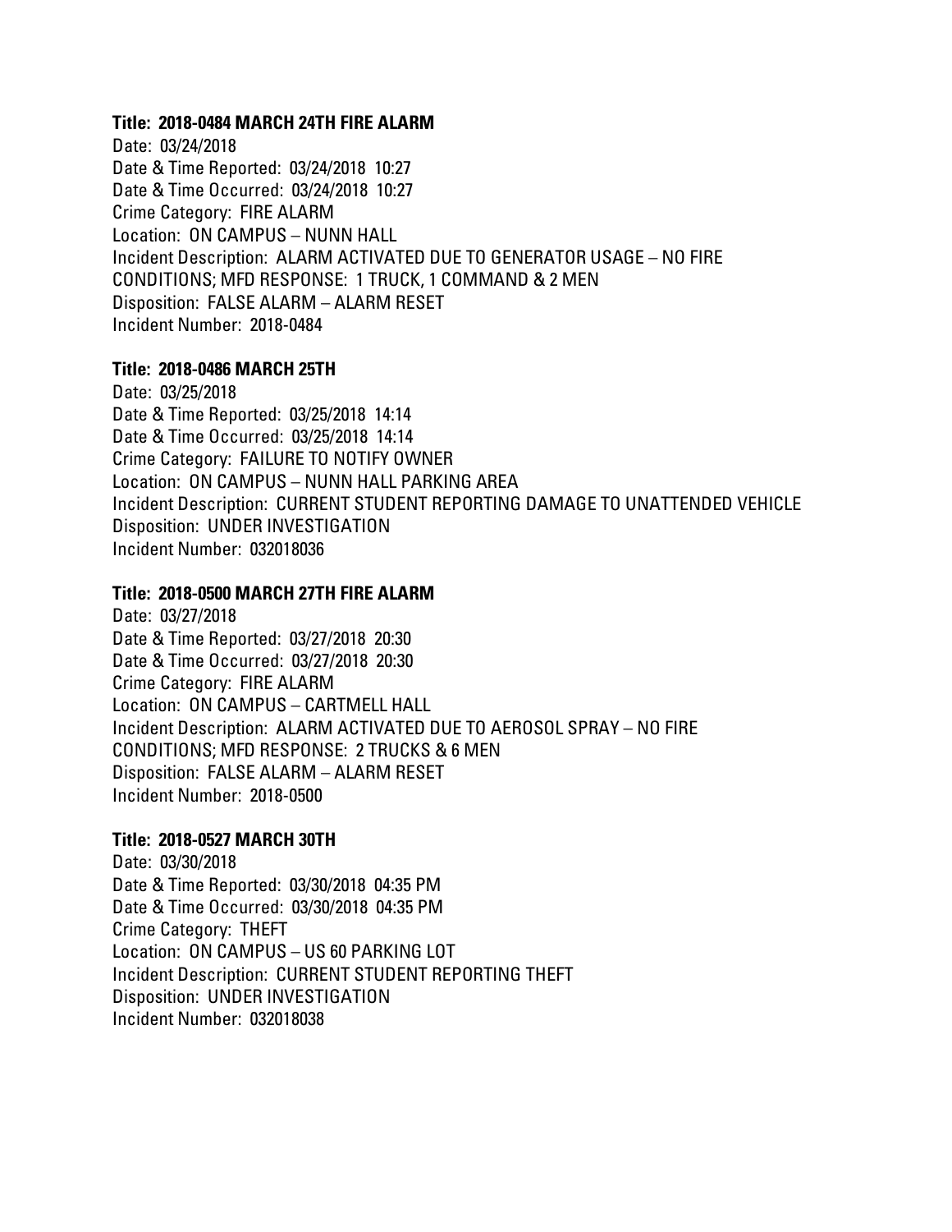**Title: 2018-0484 MARCH 24TH FIRE ALARM**

Date: 03/24/2018
Date & Time Reported: 03/24/2018 10:27
Date & Time Occurred: 03/24/2018 10:27
Crime Category: FIRE ALARM
Location: ON CAMPUS – NUNN HALL
Incident Description: ALARM ACTIVATED DUE TO GENERATOR USAGE – NO FIRE CONDITIONS; MFD RESPONSE: 1 TRUCK, 1 COMMAND & 2 MEN
Disposition: FALSE ALARM – ALARM RESET
Incident Number: 2018-0484

**Title: 2018-0486 MARCH 25TH**

Date: 03/25/2018
Date & Time Reported: 03/25/2018 14:14
Date & Time Occurred: 03/25/2018 14:14
Crime Category: FAILURE TO NOTIFY OWNER
Location: ON CAMPUS – NUNN HALL PARKING AREA
Incident Description: CURRENT STUDENT REPORTING DAMAGE TO UNATTENDED VEHICLE
Disposition: UNDER INVESTIGATION
Incident Number: 032018036

**Title: 2018-0500 MARCH 27TH FIRE ALARM**

Date: 03/27/2018
Date & Time Reported: 03/27/2018 20:30
Date & Time Occurred: 03/27/2018 20:30
Crime Category: FIRE ALARM
Location: ON CAMPUS – CARTMELL HALL
Incident Description: ALARM ACTIVATED DUE TO AEROSOL SPRAY – NO FIRE CONDITIONS; MFD RESPONSE: 2 TRUCKS & 6 MEN
Disposition: FALSE ALARM – ALARM RESET
Incident Number: 2018-0500

**Title: 2018-0527 MARCH 30TH**

Date: 03/30/2018
Date & Time Reported: 03/30/2018 04:35 PM
Date & Time Occurred: 03/30/2018 04:35 PM
Crime Category: THEFT
Location: ON CAMPUS – US 60 PARKING LOT
Incident Description: CURRENT STUDENT REPORTING THEFT
Disposition: UNDER INVESTIGATION
Incident Number: 032018038